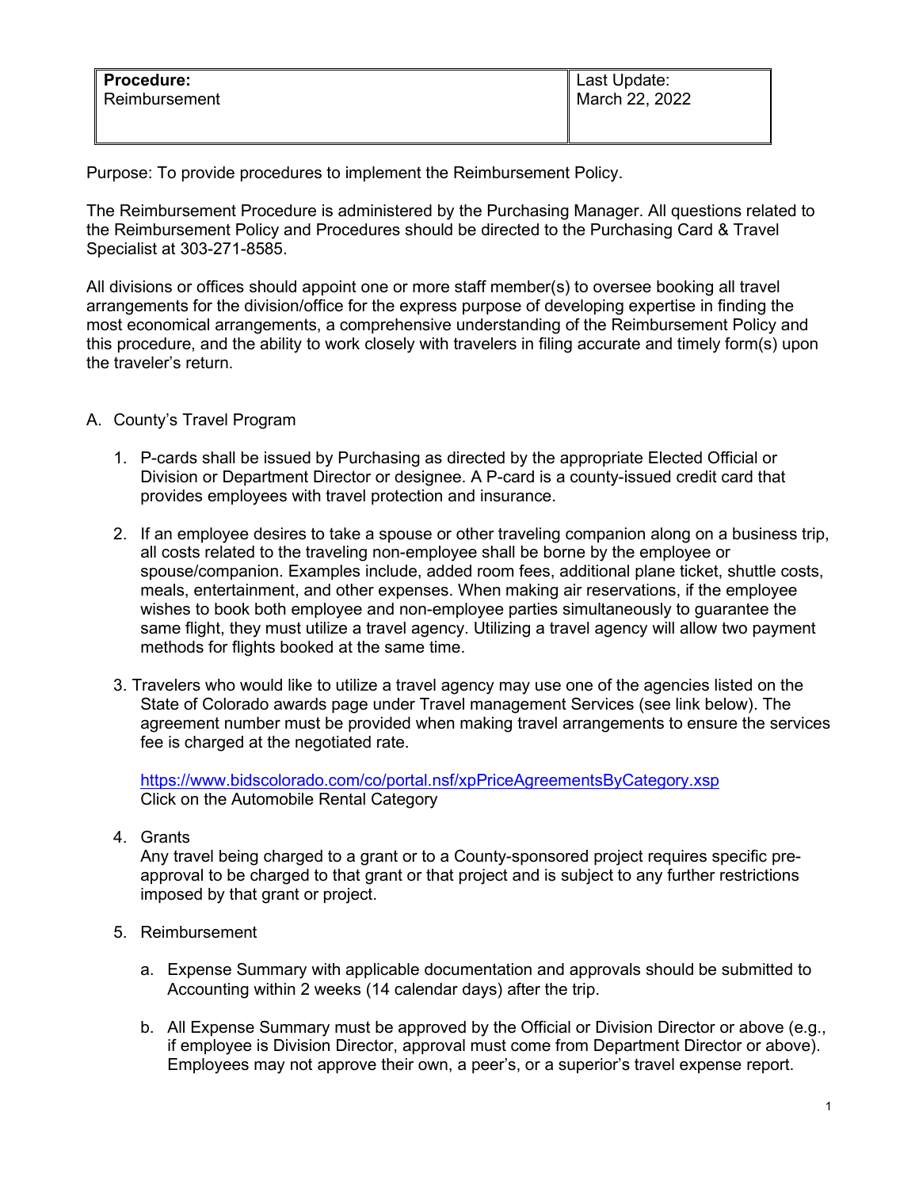| **Procedure:** Reimbursement | Last Update: March 22, 2022 |
| --- | --- |

Purpose: To provide procedures to implement the Reimbursement Policy.

The Reimbursement Procedure is administered by the Purchasing Manager. All questions related to the Reimbursement Policy and Procedures should be directed to the Purchasing Card & Travel Specialist at 303-271-8585.

All divisions or offices should appoint one or more staff member(s) to oversee booking all travel arrangements for the division/office for the express purpose of developing expertise in finding the most economical arrangements, a comprehensive understanding of the Reimbursement Policy and this procedure, and the ability to work closely with travelers in filing accurate and timely form(s) upon the traveler's return.

A. County's Travel Program

1. P-cards shall be issued by Purchasing as directed by the appropriate Elected Official or Division or Department Director or designee. A P-card is a county-issued credit card that provides employees with travel protection and insurance.

2. If an employee desires to take a spouse or other traveling companion along on a business trip, all costs related to the traveling non-employee shall be borne by the employee or spouse/companion. Examples include, added room fees, additional plane ticket, shuttle costs, meals, entertainment, and other expenses. When making air reservations, if the employee wishes to book both employee and non-employee parties simultaneously to guarantee the same flight, they must utilize a travel agency. Utilizing a travel agency will allow two payment methods for flights booked at the same time.

3. Travelers who would like to utilize a travel agency may use one of the agencies listed on the State of Colorado awards page under Travel management Services (see link below). The agreement number must be provided when making travel arrangements to ensure the services fee is charged at the negotiated rate.

   https://www.bidscolorado.com/co/portal.nsf/xpPriceAgreementsByCategory.xsp
   Click on the Automobile Rental Category

4. Grants
   Any travel being charged to a grant or to a County-sponsored project requires specific pre-approval to be charged to that grant or that project and is subject to any further restrictions imposed by that grant or project.

5. Reimbursement

   a. Expense Summary with applicable documentation and approvals should be submitted to Accounting within 2 weeks (14 calendar days) after the trip.

   b. All Expense Summary must be approved by the Official or Division Director or above (e.g., if employee is Division Director, approval must come from Department Director or above). Employees may not approve their own, a peer's, or a superior's travel expense report.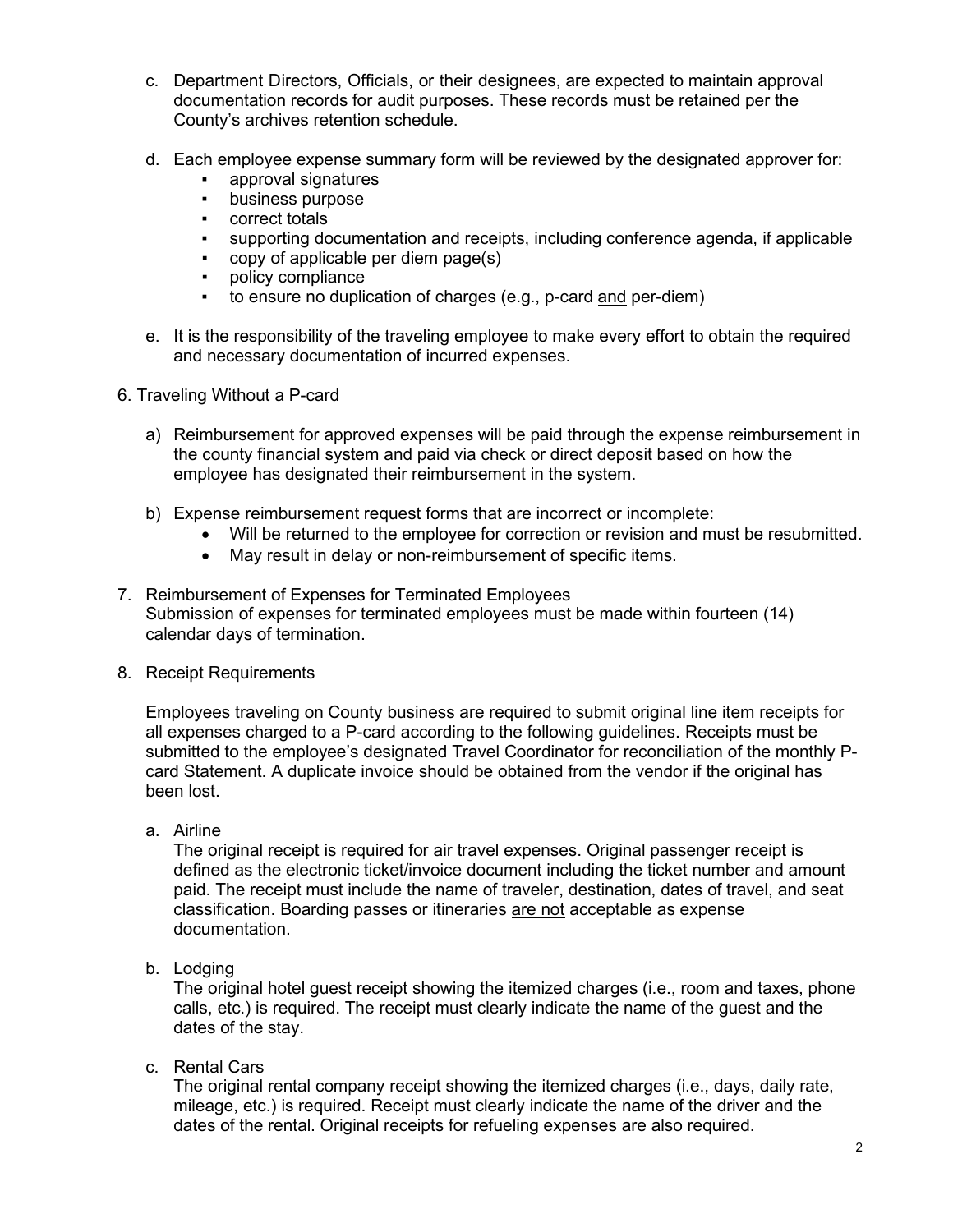c. Department Directors, Officials, or their designees, are expected to maintain approval documentation records for audit purposes. These records must be retained per the County's archives retention schedule.

d. Each employee expense summary form will be reviewed by the designated approver for:
   - approval signatures
   - business purpose
   - correct totals
   - supporting documentation and receipts, including conference agenda, if applicable
   - copy of applicable per diem page(s)
   - policy compliance
   - to ensure no duplication of charges (e.g., p-card <u>and</u> per-diem)

e. It is the responsibility of the traveling employee to make every effort to obtain the required and necessary documentation of incurred expenses.

6. Traveling Without a P-card

   a) Reimbursement for approved expenses will be paid through the expense reimbursement in the county financial system and paid via check or direct deposit based on how the employee has designated their reimbursement in the system.

   b) Expense reimbursement request forms that are incorrect or incomplete:
      - Will be returned to the employee for correction or revision and must be resubmitted.
      - May result in delay or non-reimbursement of specific items.

7. Reimbursement of Expenses for Terminated Employees
   Submission of expenses for terminated employees must be made within fourteen (14) calendar days of termination.

8. Receipt Requirements

   Employees traveling on County business are required to submit original line item receipts for all expenses charged to a P-card according to the following guidelines. Receipts must be submitted to the employee's designated Travel Coordinator for reconciliation of the monthly P-card Statement. A duplicate invoice should be obtained from the vendor if the original has been lost.

   a. Airline
      The original receipt is required for air travel expenses. Original passenger receipt is defined as the electronic ticket/invoice document including the ticket number and amount paid. The receipt must include the name of traveler, destination, dates of travel, and seat classification. Boarding passes or itineraries <u>are not</u> acceptable as expense documentation.

   b. Lodging
      The original hotel guest receipt showing the itemized charges (i.e., room and taxes, phone calls, etc.) is required. The receipt must clearly indicate the name of the guest and the dates of the stay.

   c. Rental Cars
      The original rental company receipt showing the itemized charges (i.e., days, daily rate, mileage, etc.) is required. Receipt must clearly indicate the name of the driver and the dates of the rental. Original receipts for refueling expenses are also required.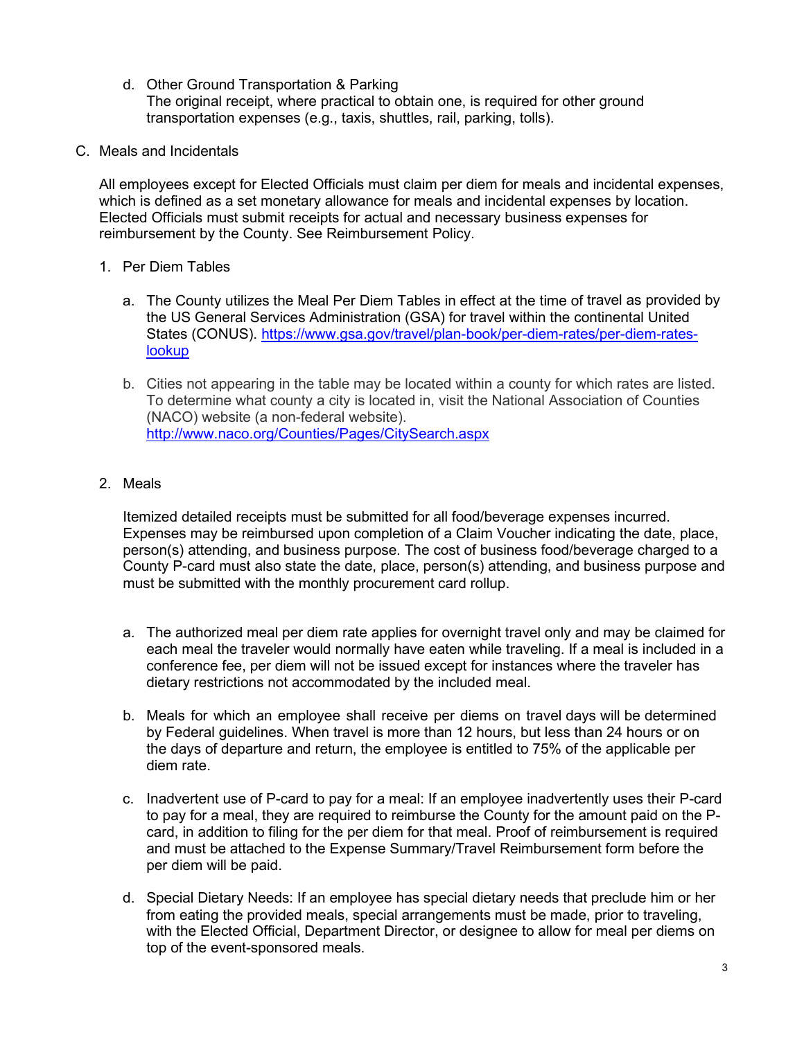d. Other Ground Transportation & Parking
   The original receipt, where practical to obtain one, is required for other ground transportation expenses (e.g., taxis, shuttles, rail, parking, tolls).

C. Meals and Incidentals

   All employees except for Elected Officials must claim per diem for meals and incidental expenses, which is defined as a set monetary allowance for meals and incidental expenses by location. Elected Officials must submit receipts for actual and necessary business expenses for reimbursement by the County. See Reimbursement Policy.

   1. Per Diem Tables

      a. The County utilizes the Meal Per Diem Tables in effect at the time of travel as provided by the US General Services Administration (GSA) for travel within the continental United States (CONUS). [https://www.gsa.gov/travel/plan-book/per-diem-rates/per-diem-rates-lookup](https://www.gsa.gov/travel/plan-book/per-diem-rates/per-diem-rates-lookup)

      b. Cities not appearing in the table may be located within a county for which rates are listed. To determine what county a city is located in, visit the National Association of Counties (NACO) website (a non-federal website). [http://www.naco.org/Counties/Pages/CitySearch.aspx](http://www.naco.org/Counties/Pages/CitySearch.aspx)

   2. Meals

      Itemized detailed receipts must be submitted for all food/beverage expenses incurred. Expenses may be reimbursed upon completion of a Claim Voucher indicating the date, place, person(s) attending, and business purpose. The cost of business food/beverage charged to a County P-card must also state the date, place, person(s) attending, and business purpose and must be submitted with the monthly procurement card rollup.

      a. The authorized meal per diem rate applies for overnight travel only and may be claimed for each meal the traveler would normally have eaten while traveling. If a meal is included in a conference fee, per diem will not be issued except for instances where the traveler has dietary restrictions not accommodated by the included meal.

      b. Meals for which an employee shall receive per diems on travel days will be determined by Federal guidelines. When travel is more than 12 hours, but less than 24 hours or on the days of departure and return, the employee is entitled to 75% of the applicable per diem rate.

      c. Inadvertent use of P-card to pay for a meal: If an employee inadvertently uses their P-card to pay for a meal, they are required to reimburse the County for the amount paid on the P-card, in addition to filing for the per diem for that meal. Proof of reimbursement is required and must be attached to the Expense Summary/Travel Reimbursement form before the per diem will be paid.

      d. Special Dietary Needs: If an employee has special dietary needs that preclude him or her from eating the provided meals, special arrangements must be made, prior to traveling, with the Elected Official, Department Director, or designee to allow for meal per diems on top of the event-sponsored meals.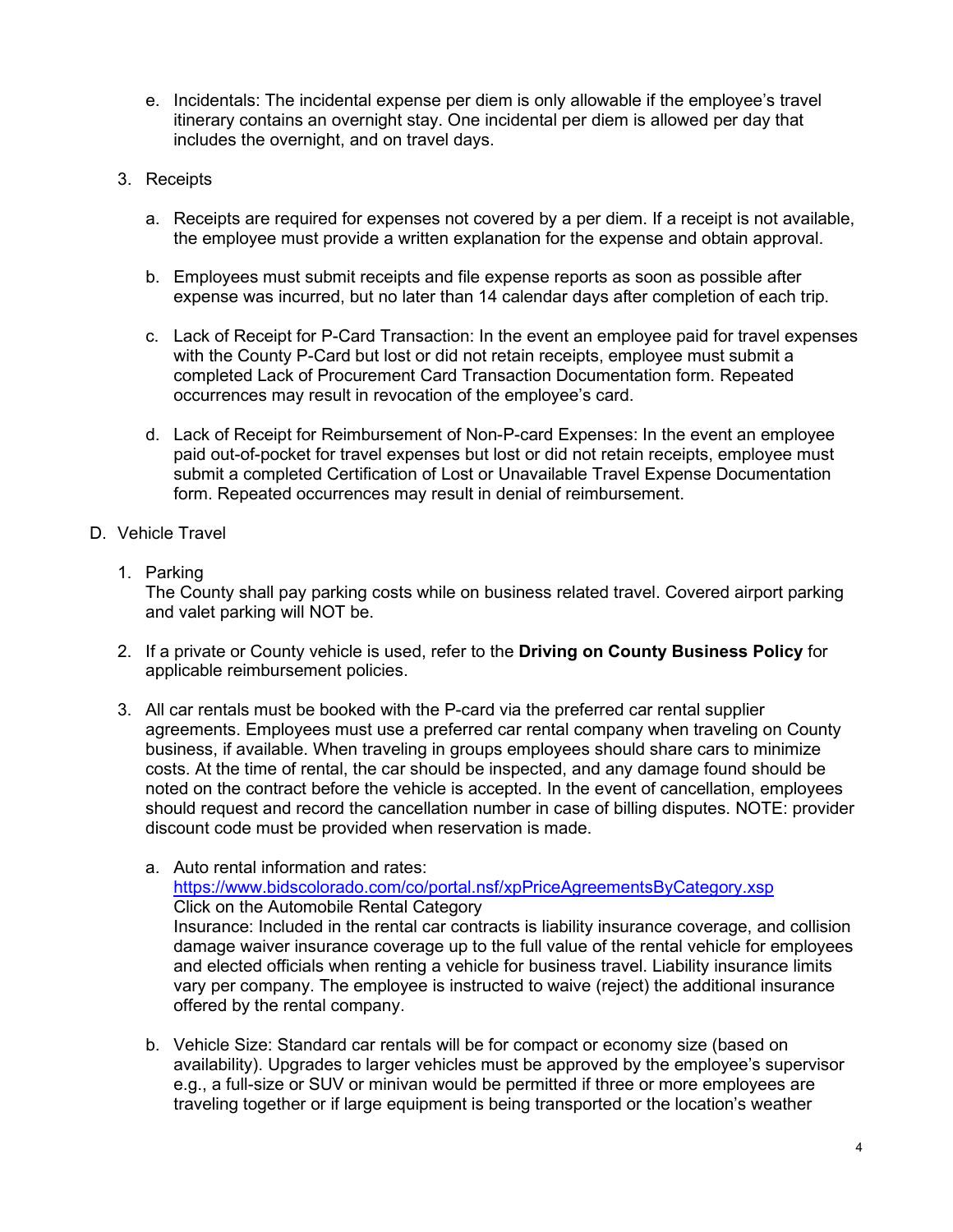e. Incidentals: The incidental expense per diem is only allowable if the employee's travel itinerary contains an overnight stay. One incidental per diem is allowed per day that includes the overnight, and on travel days.

3. Receipts

   a. Receipts are required for expenses not covered by a per diem. If a receipt is not available, the employee must provide a written explanation for the expense and obtain approval.

   b. Employees must submit receipts and file expense reports as soon as possible after expense was incurred, but no later than 14 calendar days after completion of each trip.

   c. Lack of Receipt for P-Card Transaction: In the event an employee paid for travel expenses with the County P-Card but lost or did not retain receipts, employee must submit a completed Lack of Procurement Card Transaction Documentation form. Repeated occurrences may result in revocation of the employee's card.

   d. Lack of Receipt for Reimbursement of Non-P-card Expenses: In the event an employee paid out-of-pocket for travel expenses but lost or did not retain receipts, employee must submit a completed Certification of Lost or Unavailable Travel Expense Documentation form. Repeated occurrences may result in denial of reimbursement.

D. Vehicle Travel

1. Parking
   The County shall pay parking costs while on business related travel. Covered airport parking and valet parking will NOT be.

2. If a private or County vehicle is used, refer to the **Driving on County Business Policy** for applicable reimbursement policies.

3. All car rentals must be booked with the P-card via the preferred car rental supplier agreements. Employees must use a preferred car rental company when traveling on County business, if available. When traveling in groups employees should share cars to minimize costs. At the time of rental, the car should be inspected, and any damage found should be noted on the contract before the vehicle is accepted. In the event of cancellation, employees should request and record the cancellation number in case of billing disputes. NOTE: provider discount code must be provided when reservation is made.

   a. Auto rental information and rates:
      https://www.bidscolorado.com/co/portal.nsf/xpPriceAgreementsByCategory.xsp
      Click on the Automobile Rental Category
      Insurance: Included in the rental car contracts is liability insurance coverage, and collision damage waiver insurance coverage up to the full value of the rental vehicle for employees and elected officials when renting a vehicle for business travel. Liability insurance limits vary per company. The employee is instructed to waive (reject) the additional insurance offered by the rental company.

   b. Vehicle Size: Standard car rentals will be for compact or economy size (based on availability). Upgrades to larger vehicles must be approved by the employee's supervisor e.g., a full-size or SUV or minivan would be permitted if three or more employees are traveling together or if large equipment is being transported or the location's weather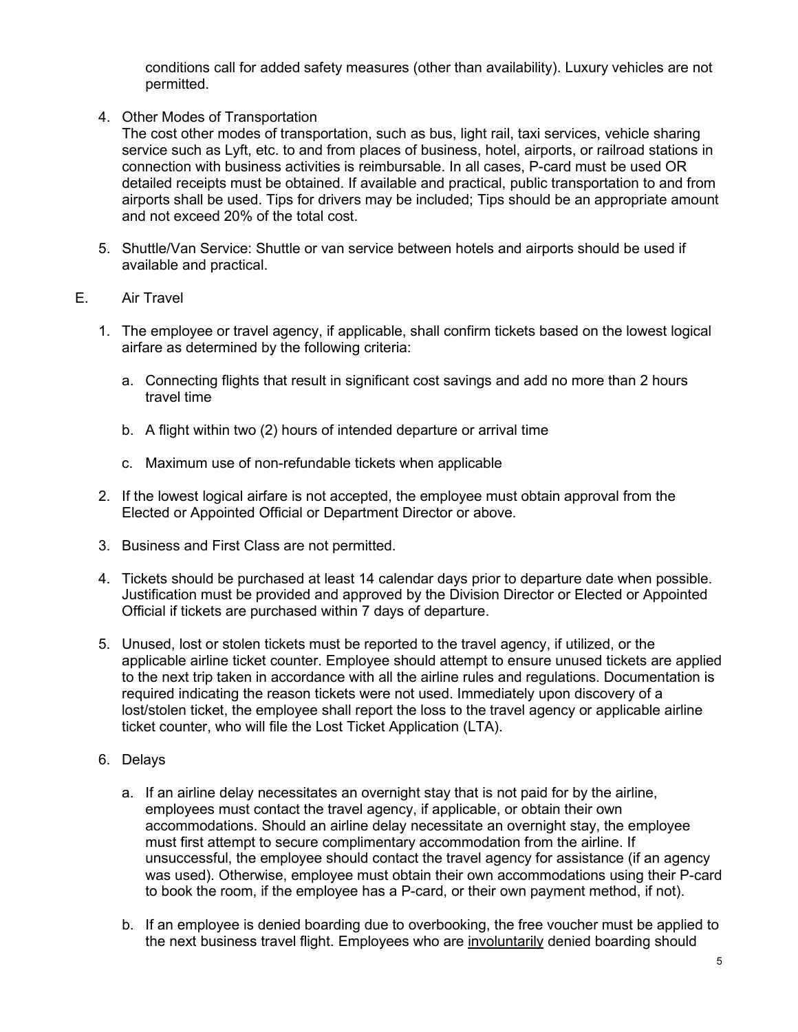conditions call for added safety measures (other than availability). Luxury vehicles are not permitted.

4. Other Modes of Transportation
   The cost other modes of transportation, such as bus, light rail, taxi services, vehicle sharing service such as Lyft, etc. to and from places of business, hotel, airports, or railroad stations in connection with business activities is reimbursable. In all cases, P-card must be used OR detailed receipts must be obtained. If available and practical, public transportation to and from airports shall be used. Tips for drivers may be included; Tips should be an appropriate amount and not exceed 20% of the total cost.

5. Shuttle/Van Service: Shuttle or van service between hotels and airports should be used if available and practical.

E. Air Travel

1. The employee or travel agency, if applicable, shall confirm tickets based on the lowest logical airfare as determined by the following criteria:

   a. Connecting flights that result in significant cost savings and add no more than 2 hours travel time

   b. A flight within two (2) hours of intended departure or arrival time

   c. Maximum use of non-refundable tickets when applicable

2. If the lowest logical airfare is not accepted, the employee must obtain approval from the Elected or Appointed Official or Department Director or above.

3. Business and First Class are not permitted.

4. Tickets should be purchased at least 14 calendar days prior to departure date when possible. Justification must be provided and approved by the Division Director or Elected or Appointed Official if tickets are purchased within 7 days of departure.

5. Unused, lost or stolen tickets must be reported to the travel agency, if utilized, or the applicable airline ticket counter. Employee should attempt to ensure unused tickets are applied to the next trip taken in accordance with all the airline rules and regulations. Documentation is required indicating the reason tickets were not used. Immediately upon discovery of a lost/stolen ticket, the employee shall report the loss to the travel agency or applicable airline ticket counter, who will file the Lost Ticket Application (LTA).

6. Delays

   a. If an airline delay necessitates an overnight stay that is not paid for by the airline, employees must contact the travel agency, if applicable, or obtain their own accommodations. Should an airline delay necessitate an overnight stay, the employee must first attempt to secure complimentary accommodation from the airline. If unsuccessful, the employee should contact the travel agency for assistance (if an agency was used). Otherwise, employee must obtain their own accommodations using their P-card to book the room, if the employee has a P-card, or their own payment method, if not).

   b. If an employee is denied boarding due to overbooking, the free voucher must be applied to the next business travel flight. Employees who are involuntarily denied boarding should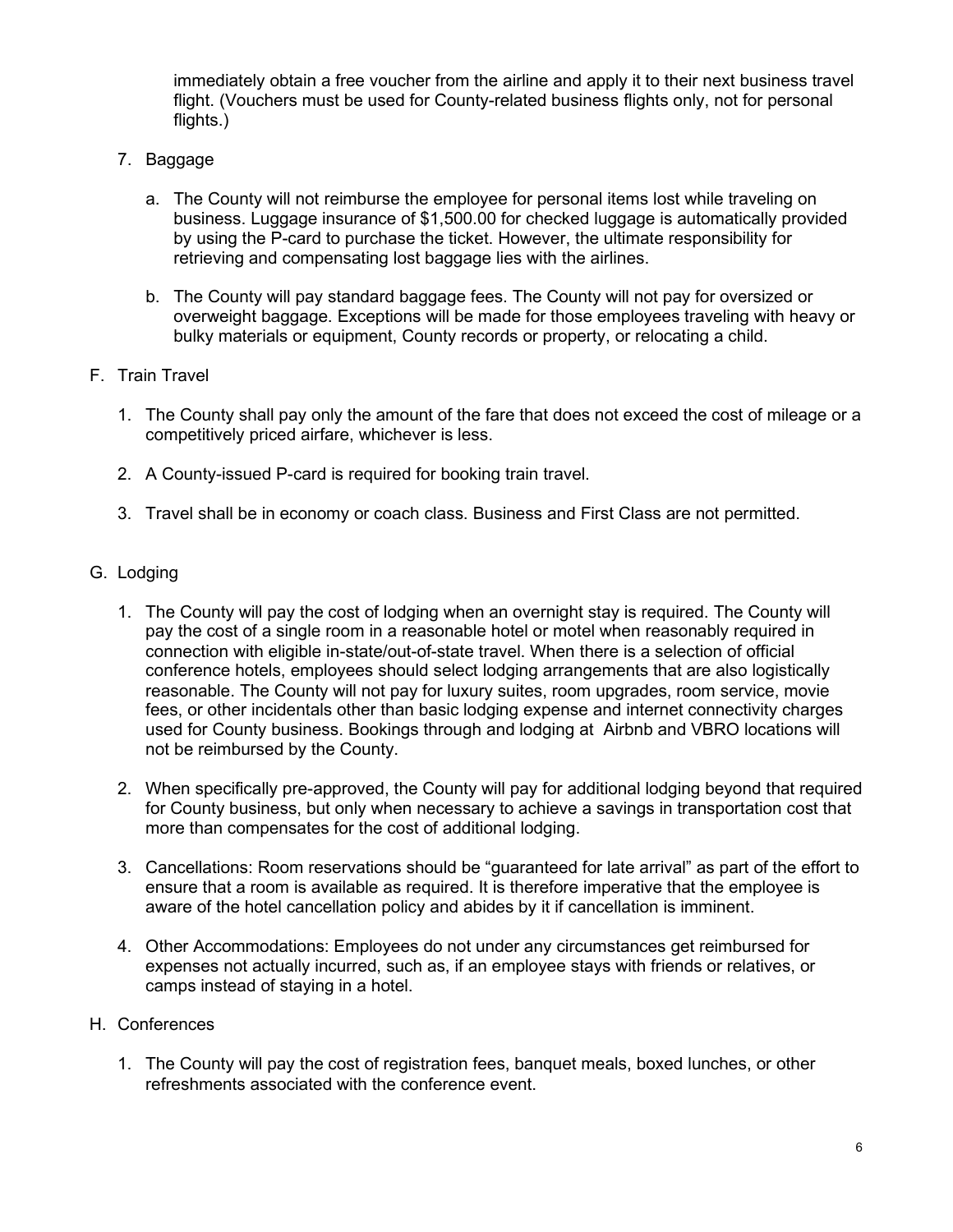immediately obtain a free voucher from the airline and apply it to their next business travel flight. (Vouchers must be used for County-related business flights only, not for personal flights.)

7. Baggage

    a. The County will not reimburse the employee for personal items lost while traveling on business. Luggage insurance of $1,500.00 for checked luggage is automatically provided by using the P-card to purchase the ticket. However, the ultimate responsibility for retrieving and compensating lost baggage lies with the airlines.

    b. The County will pay standard baggage fees. The County will not pay for oversized or overweight baggage. Exceptions will be made for those employees traveling with heavy or bulky materials or equipment, County records or property, or relocating a child.

F. Train Travel

1. The County shall pay only the amount of the fare that does not exceed the cost of mileage or a competitively priced airfare, whichever is less.

2. A County-issued P-card is required for booking train travel.

3. Travel shall be in economy or coach class. Business and First Class are not permitted.

G. Lodging

1. The County will pay the cost of lodging when an overnight stay is required. The County will pay the cost of a single room in a reasonable hotel or motel when reasonably required in connection with eligible in-state/out-of-state travel. When there is a selection of official conference hotels, employees should select lodging arrangements that are also logistically reasonable. The County will not pay for luxury suites, room upgrades, room service, movie fees, or other incidentals other than basic lodging expense and internet connectivity charges used for County business. Bookings through and lodging at Airbnb and VBRO locations will not be reimbursed by the County.

2. When specifically pre-approved, the County will pay for additional lodging beyond that required for County business, but only when necessary to achieve a savings in transportation cost that more than compensates for the cost of additional lodging.

3. Cancellations: Room reservations should be "guaranteed for late arrival" as part of the effort to ensure that a room is available as required. It is therefore imperative that the employee is aware of the hotel cancellation policy and abides by it if cancellation is imminent.

4. Other Accommodations: Employees do not under any circumstances get reimbursed for expenses not actually incurred, such as, if an employee stays with friends or relatives, or camps instead of staying in a hotel.

H. Conferences

1. The County will pay the cost of registration fees, banquet meals, boxed lunches, or other refreshments associated with the conference event.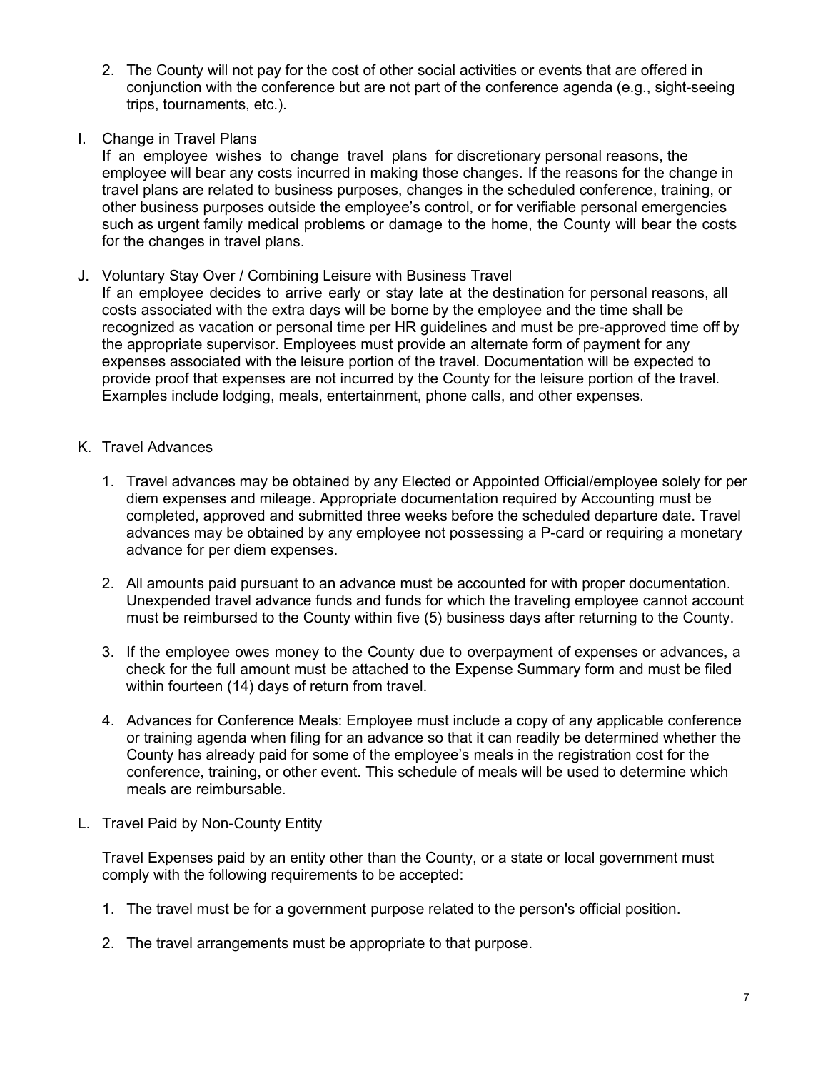2. The County will not pay for the cost of other social activities or events that are offered in conjunction with the conference but are not part of the conference agenda (e.g., sight-seeing trips, tournaments, etc.).

I. Change in Travel Plans

If an employee wishes to change travel plans for discretionary personal reasons, the employee will bear any costs incurred in making those changes. If the reasons for the change in travel plans are related to business purposes, changes in the scheduled conference, training, or other business purposes outside the employee's control, or for verifiable personal emergencies such as urgent family medical problems or damage to the home, the County will bear the costs for the changes in travel plans.

J. Voluntary Stay Over / Combining Leisure with Business Travel

If an employee decides to arrive early or stay late at the destination for personal reasons, all costs associated with the extra days will be borne by the employee and the time shall be recognized as vacation or personal time per HR guidelines and must be pre-approved time off by the appropriate supervisor. Employees must provide an alternate form of payment for any expenses associated with the leisure portion of the travel. Documentation will be expected to provide proof that expenses are not incurred by the County for the leisure portion of the travel. Examples include lodging, meals, entertainment, phone calls, and other expenses.

K. Travel Advances

1. Travel advances may be obtained by any Elected or Appointed Official/employee solely for per diem expenses and mileage. Appropriate documentation required by Accounting must be completed, approved and submitted three weeks before the scheduled departure date. Travel advances may be obtained by any employee not possessing a P-card or requiring a monetary advance for per diem expenses.

2. All amounts paid pursuant to an advance must be accounted for with proper documentation. Unexpended travel advance funds and funds for which the traveling employee cannot account must be reimbursed to the County within five (5) business days after returning to the County.

3. If the employee owes money to the County due to overpayment of expenses or advances, a check for the full amount must be attached to the Expense Summary form and must be filed within fourteen (14) days of return from travel.

4. Advances for Conference Meals: Employee must include a copy of any applicable conference or training agenda when filing for an advance so that it can readily be determined whether the County has already paid for some of the employee's meals in the registration cost for the conference, training, or other event. This schedule of meals will be used to determine which meals are reimbursable.

L. Travel Paid by Non-County Entity

Travel Expenses paid by an entity other than the County, or a state or local government must comply with the following requirements to be accepted:

1. The travel must be for a government purpose related to the person's official position.

2. The travel arrangements must be appropriate to that purpose.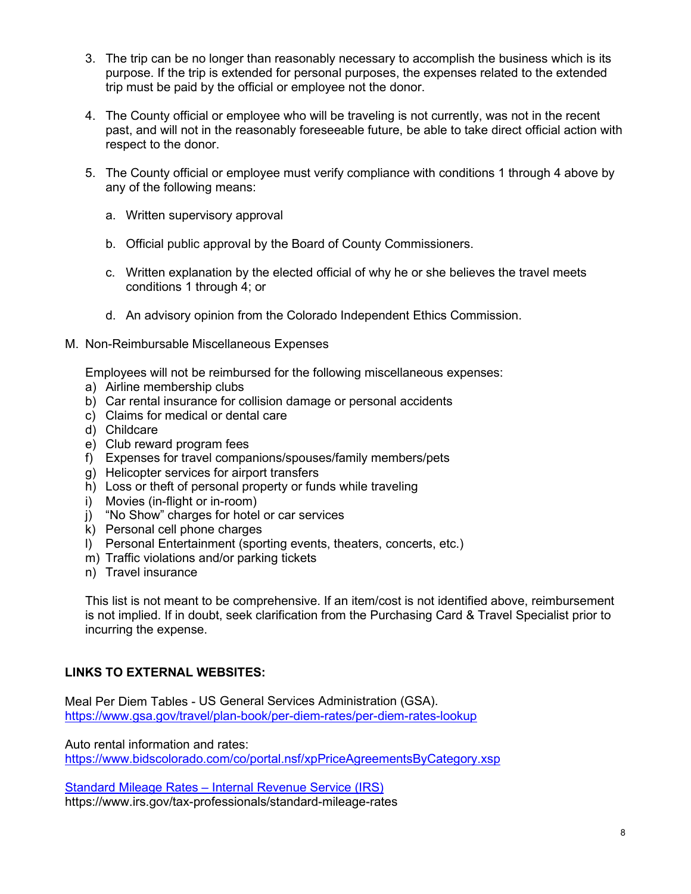3. The trip can be no longer than reasonably necessary to accomplish the business which is its purpose. If the trip is extended for personal purposes, the expenses related to the extended trip must be paid by the official or employee not the donor.

4. The County official or employee who will be traveling is not currently, was not in the recent past, and will not in the reasonably foreseeable future, be able to take direct official action with respect to the donor.

5. The County official or employee must verify compliance with conditions 1 through 4 above by any of the following means:

   a. Written supervisory approval

   b. Official public approval by the Board of County Commissioners.

   c. Written explanation by the elected official of why he or she believes the travel meets conditions 1 through 4; or

   d. An advisory opinion from the Colorado Independent Ethics Commission.

M. Non-Reimbursable Miscellaneous Expenses

Employees will not be reimbursed for the following miscellaneous expenses:

a) Airline membership clubs
b) Car rental insurance for collision damage or personal accidents
c) Claims for medical or dental care
d) Childcare
e) Club reward program fees
f) Expenses for travel companions/spouses/family members/pets
g) Helicopter services for airport transfers
h) Loss or theft of personal property or funds while traveling
i) Movies (in-flight or in-room)
j) "No Show" charges for hotel or car services
k) Personal cell phone charges
l) Personal Entertainment (sporting events, theaters, concerts, etc.)
m) Traffic violations and/or parking tickets
n) Travel insurance

This list is not meant to be comprehensive. If an item/cost is not identified above, reimbursement is not implied. If in doubt, seek clarification from the Purchasing Card & Travel Specialist prior to incurring the expense.

**LINKS TO EXTERNAL WEBSITES:**

Meal Per Diem Tables - US General Services Administration (GSA).
https://www.gsa.gov/travel/plan-book/per-diem-rates/per-diem-rates-lookup

Auto rental information and rates:
https://www.bidscolorado.com/co/portal.nsf/xpPriceAgreementsByCategory.xsp

Standard Mileage Rates – Internal Revenue Service (IRS)
https://www.irs.gov/tax-professionals/standard-mileage-rates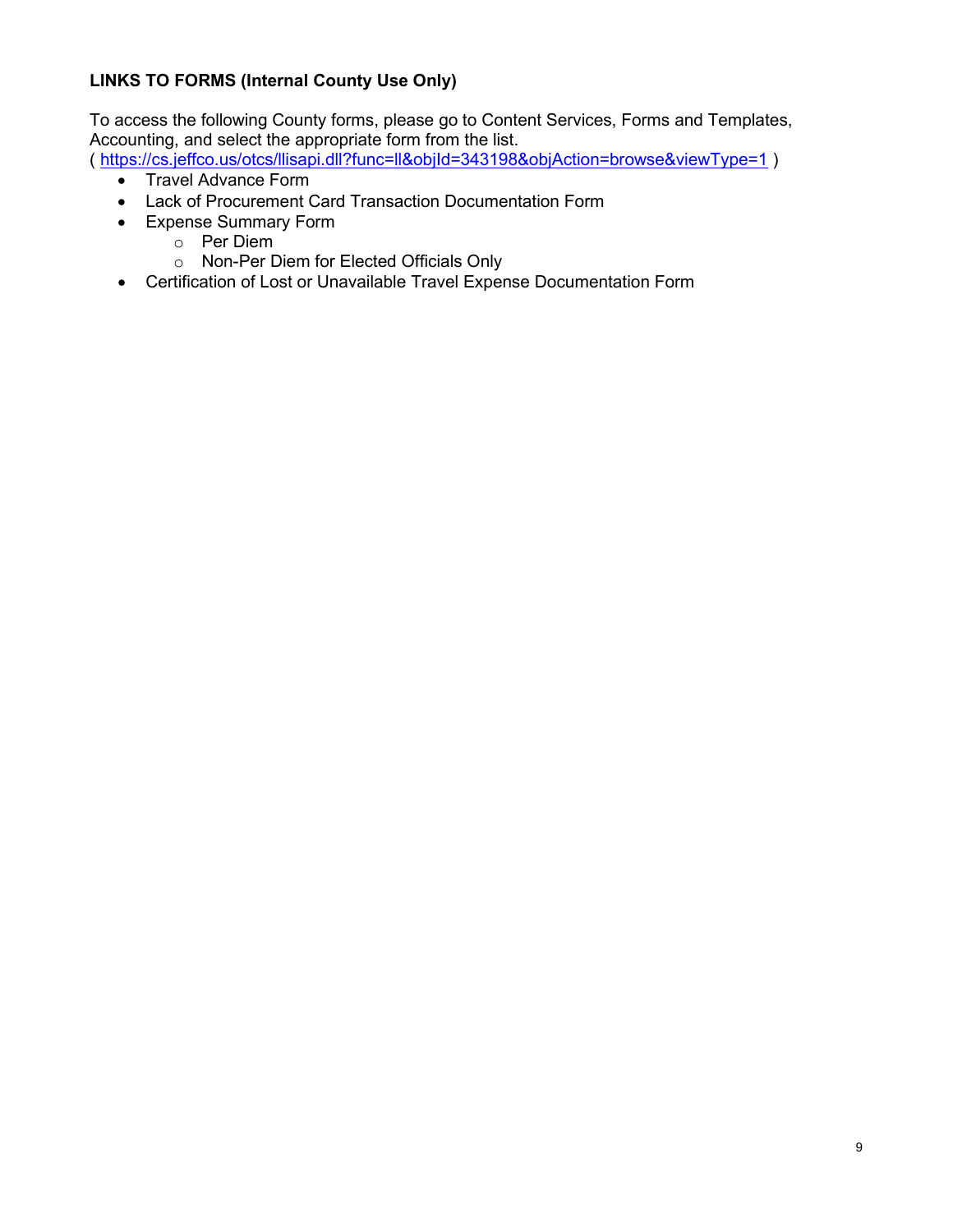**LINKS TO FORMS (Internal County Use Only)**

To access the following County forms, please go to Content Services, Forms and Templates, Accounting, and select the appropriate form from the list.
( https://cs.jeffco.us/otcs/llisapi.dll?func=ll&objId=343198&objAction=browse&viewType=1 )

- Travel Advance Form
- Lack of Procurement Card Transaction Documentation Form
- Expense Summary Form
  - Per Diem
  - Non-Per Diem for Elected Officials Only
- Certification of Lost or Unavailable Travel Expense Documentation Form